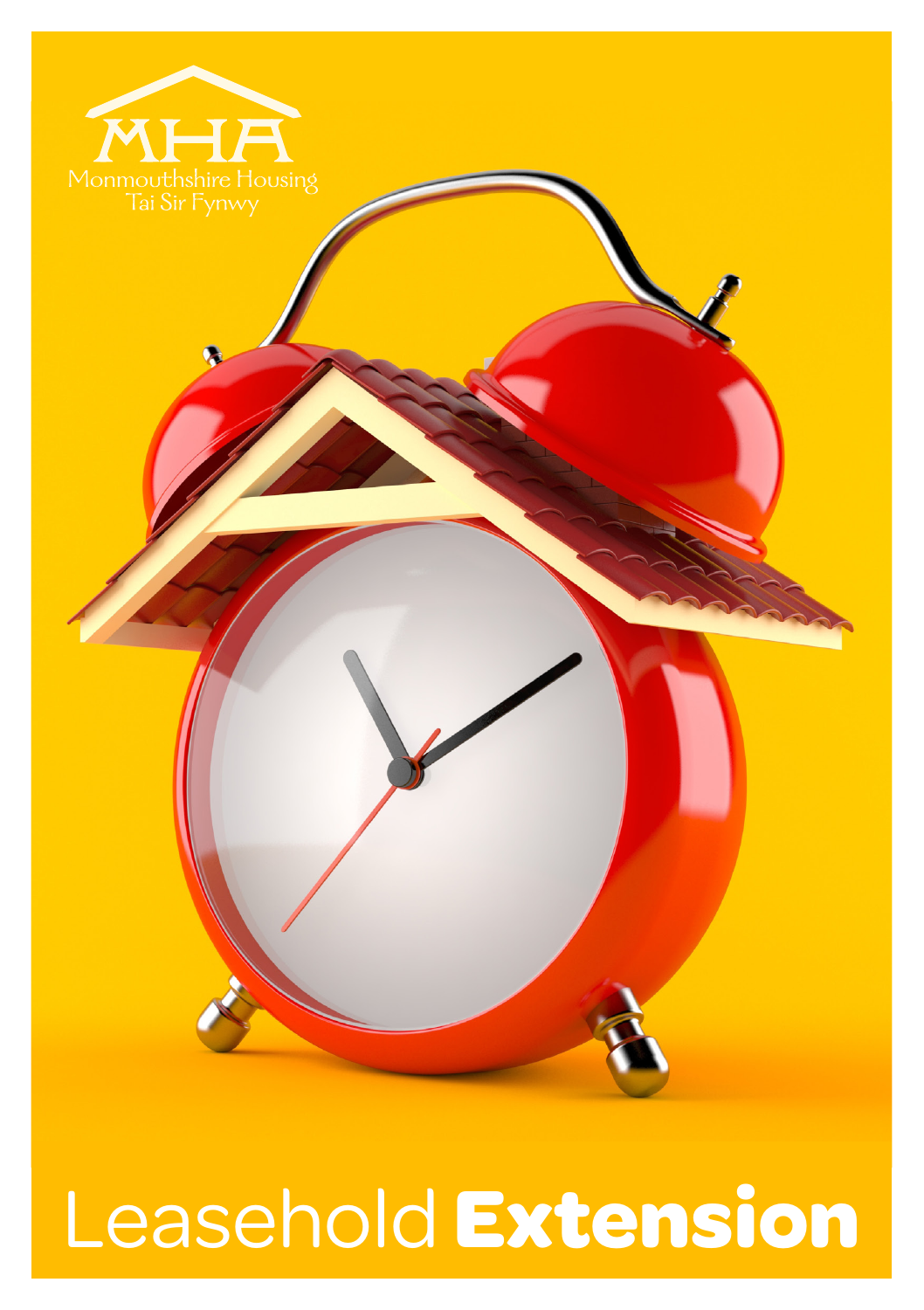MHA

Monmouthshire Housing
Tai Sir Fynwy

# Leasehold **Extension**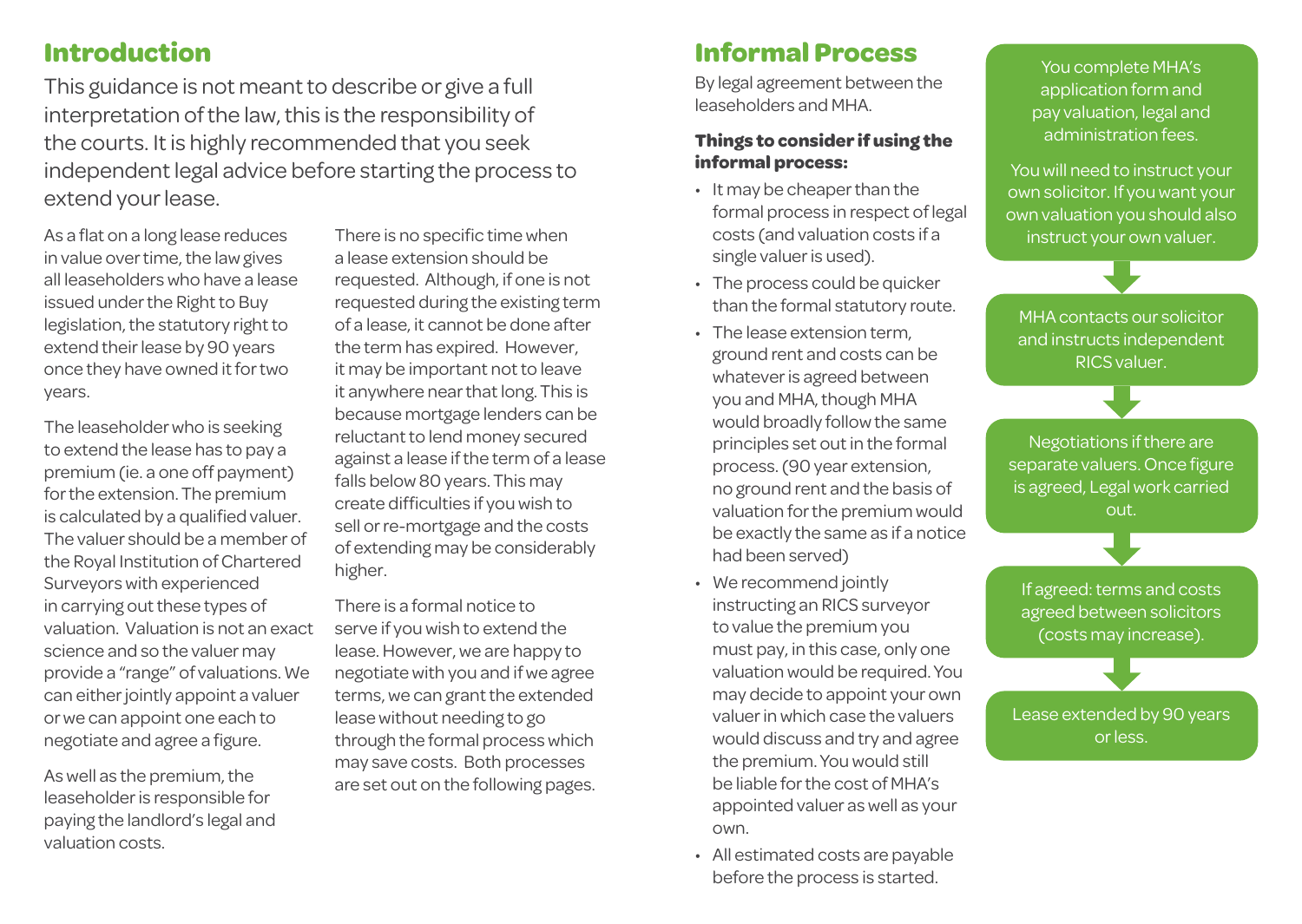## Introduction

This guidance is not meant to describe or give a full interpretation of the law, this is the responsibility of the courts. It is highly recommended that you seek independent legal advice before starting the process to extend your lease.

As a flat on a long lease reduces in value over time, the law gives all leaseholders who have a lease issued under the Right to Buy legislation, the statutory right to extend their lease by 90 years once they have owned it for two years.

The leaseholder who is seeking to extend the lease has to pay a premium (ie. a one off payment) for the extension. The premium is calculated by a qualified valuer. The valuer should be a member of the Royal Institution of Chartered Surveyors with experienced in carrying out these types of valuation. Valuation is not an exact science and so the valuer may provide a "range" of valuations. We can either jointly appoint a valuer or we can appoint one each to negotiate and agree a figure.

As well as the premium, the leaseholder is responsible for paying the landlord's legal and valuation costs.

There is no specific time when a lease extension should be requested. Although, if one is not requested during the existing term of a lease, it cannot be done after the term has expired. However, it may be important not to leave it anywhere near that long. This is because mortgage lenders can be reluctant to lend money secured against a lease if the term of a lease falls below 80 years. This may create difficulties if you wish to sell or re-mortgage and the costs of extending may be considerably higher.

There is a formal notice to serve if you wish to extend the lease. However, we are happy to negotiate with you and if we agree terms, we can grant the extended lease without needing to go through the formal process which may save costs. Both processes are set out on the following pages.

## Informal Process

By legal agreement between the leaseholders and MHA.

**Things to consider if using the informal process:**

- It may be cheaper than the formal process in respect of legal costs (and valuation costs if a single valuer is used).
- The process could be quicker than the formal statutory route.
- The lease extension term, ground rent and costs can be whatever is agreed between you and MHA, though MHA would broadly follow the same principles set out in the formal process. (90 year extension, no ground rent and the basis of valuation for the premium would be exactly the same as if a notice had been served)
- We recommend jointly instructing an RICS surveyor to value the premium you must pay, in this case, only one valuation would be required. You may decide to appoint your own valuer in which case the valuers would discuss and try and agree the premium. You would still be liable for the cost of MHA's appointed valuer as well as your own.
- All estimated costs are payable before the process is started.

You complete MHA's application form and pay valuation, legal and administration fees.

You will need to instruct your own solicitor. If you want your own valuation you should also instruct your own valuer.

↓

MHA contacts our solicitor and instructs independent RICS valuer.

↓

Negotiations if there are separate valuers. Once figure is agreed, Legal work carried out.

↓

If agreed: terms and costs agreed between solicitors (costs may increase).

↓

Lease extended by 90 years or less.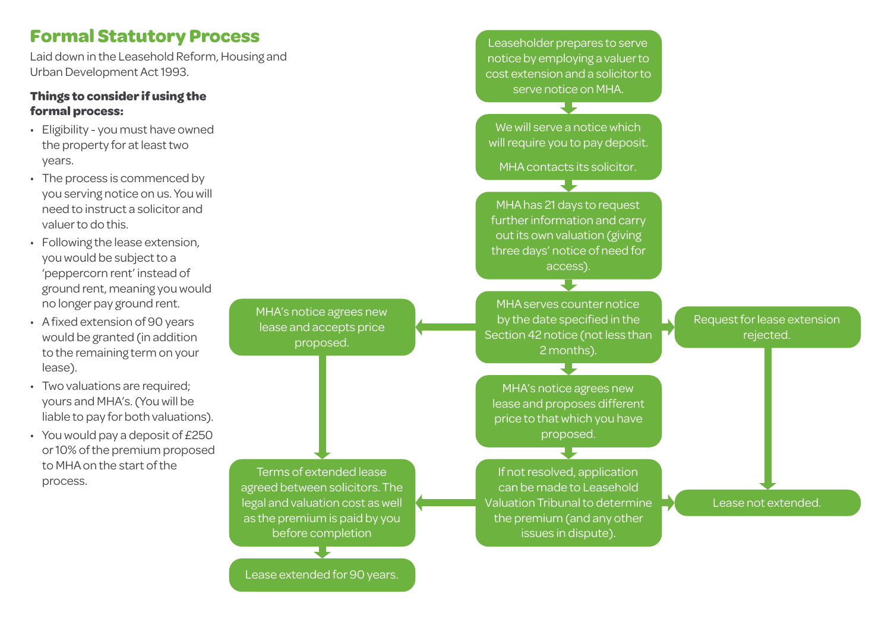# Formal Statutory Process

Laid down in the Leasehold Reform, Housing and Urban Development Act 1993.

**Things to consider if using the formal process:**

- Eligibility - you must have owned the property for at least two years.
- The process is commenced by you serving notice on us. You will need to instruct a solicitor and valuer to do this.
- Following the lease extension, you would be subject to a 'peppercorn rent' instead of ground rent, meaning you would no longer pay ground rent.
- A fixed extension of 90 years would be granted (in addition to the remaining term on your lease).
- Two valuations are required; yours and MHA's. (You will be liable to pay for both valuations).
- You would pay a deposit of £250 or 10% of the premium proposed to MHA on the start of the process.

Leaseholder prepares to serve notice by employing a valuer to cost extension and a solicitor to serve notice on MHA.

↓

We will serve a notice which will require you to pay deposit.

MHA contacts its solicitor.

↓

MHA has 21 days to request further information and carry out its own valuation (giving three days' notice of need for access).

↓

MHA serves counter notice by the date specified in the Section 42 notice (not less than 2 months).

- → MHA's notice agrees new lease and accepts price proposed. → Terms of extended lease agreed between solicitors. The legal and valuation cost as well as the premium is paid by you before completion → Lease extended for 90 years.
- → Request for lease extension rejected. → Lease not extended.
- ↓ MHA's notice agrees new lease and proposes different price to that which you have proposed.

↓

If not resolved, application can be made to Leasehold Valuation Tribunal to determine the premium (and any other issues in dispute).

- → Terms of extended lease agreed between solicitors. The legal and valuation cost as well as the premium is paid by you before completion → Lease extended for 90 years.
- → Lease not extended.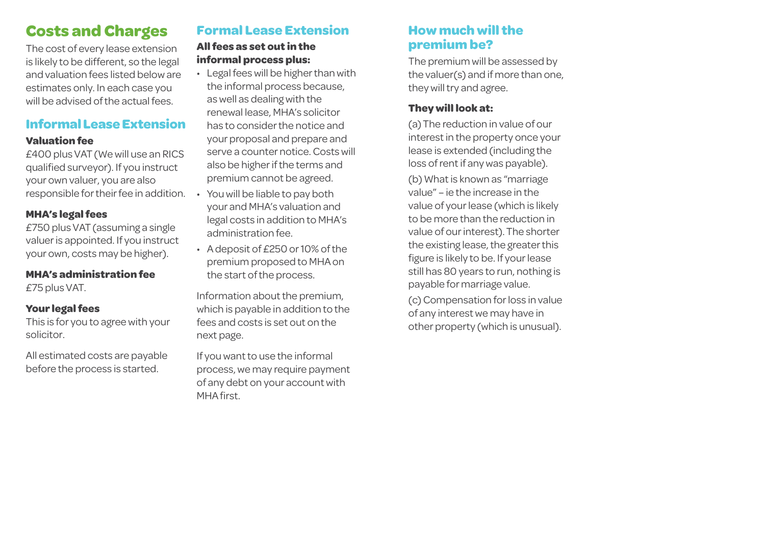## Costs and Charges

The cost of every lease extension is likely to be different, so the legal and valuation fees listed below are estimates only. In each case you will be advised of the actual fees.

## Informal Lease Extension

**Valuation fee**

£400 plus VAT (We will use an RICS qualified surveyor). If you instruct your own valuer, you are also responsible for their fee in addition.

**MHA's legal fees**

£750 plus VAT (assuming a single valuer is appointed. If you instruct your own, costs may be higher).

**MHA's administration fee**

£75 plus VAT.

**Your legal fees**

This is for you to agree with your solicitor.

All estimated costs are payable before the process is started.

## Formal Lease Extension

**All fees as set out in the informal process plus:**

- Legal fees will be higher than with the informal process because, as well as dealing with the renewal lease, MHA's solicitor has to consider the notice and your proposal and prepare and serve a counter notice. Costs will also be higher if the terms and premium cannot be agreed.
- You will be liable to pay both your and MHA's valuation and legal costs in addition to MHA's administration fee.
- A deposit of £250 or 10% of the premium proposed to MHA on the start of the process.

Information about the premium, which is payable in addition to the fees and costs is set out on the next page.

If you want to use the informal process, we may require payment of any debt on your account with MHA first.

## How much will the premium be?

The premium will be assessed by the valuer(s) and if more than one, they will try and agree.

**They will look at:**

(a) The reduction in value of our interest in the property once your lease is extended (including the loss of rent if any was payable).

(b) What is known as "marriage value" – ie the increase in the value of your lease (which is likely to be more than the reduction in value of our interest). The shorter the existing lease, the greater this figure is likely to be. If your lease still has 80 years to run, nothing is payable for marriage value.

(c) Compensation for loss in value of any interest we may have in other property (which is unusual).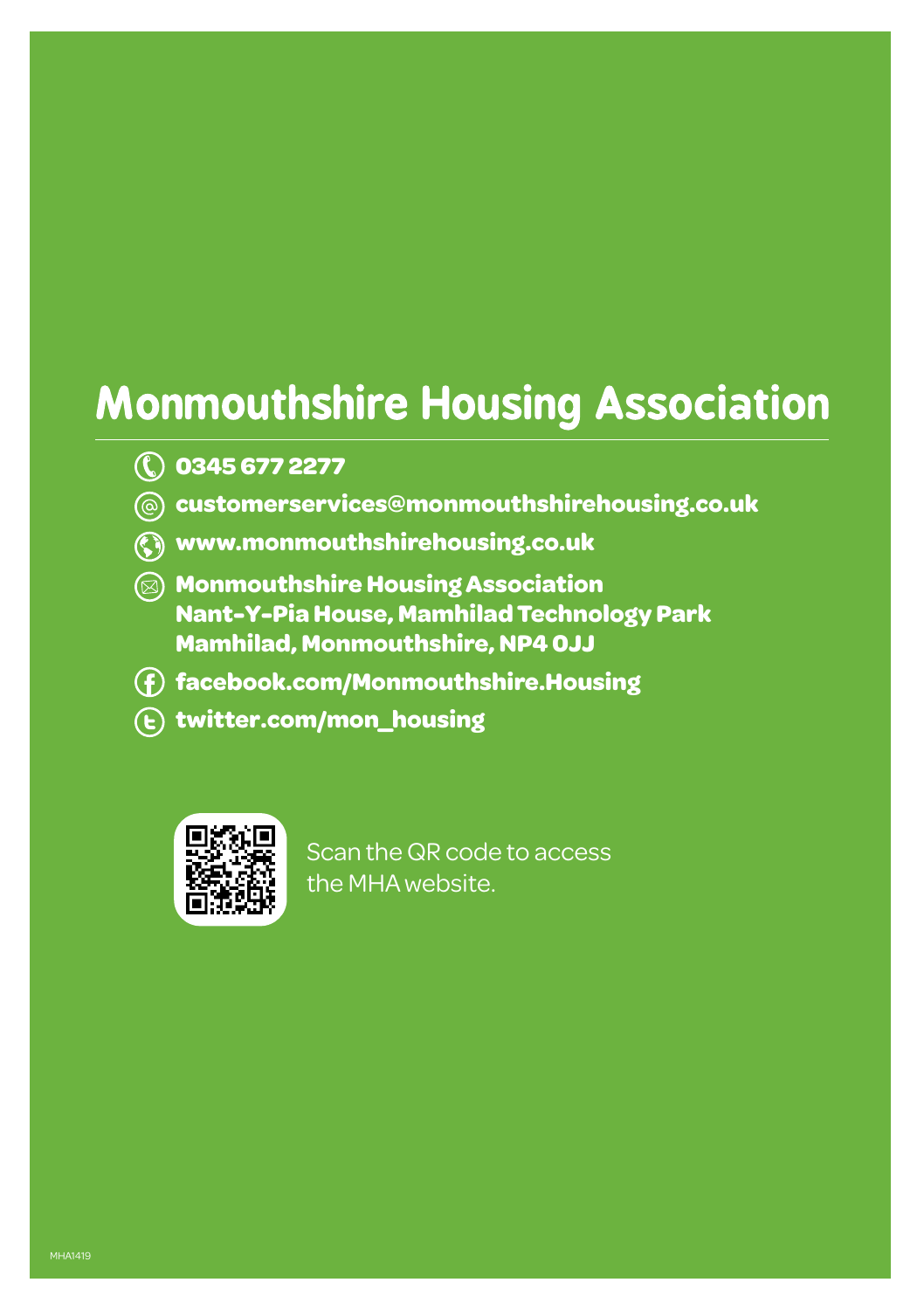# Monmouthshire Housing Association

**0345 677 2277**

**customerservices@monmouthshirehousing.co.uk**

**www.monmouthshirehousing.co.uk**

**Monmouthshire Housing Association**
**Nant-Y-Pia House, Mamhilad Technology Park**
**Mamhilad, Monmouthshire, NP4 0JJ**

**facebook.com/Monmouthshire.Housing**

**twitter.com/mon_housing**

Scan the QR code to access the MHA website.

MHA1419